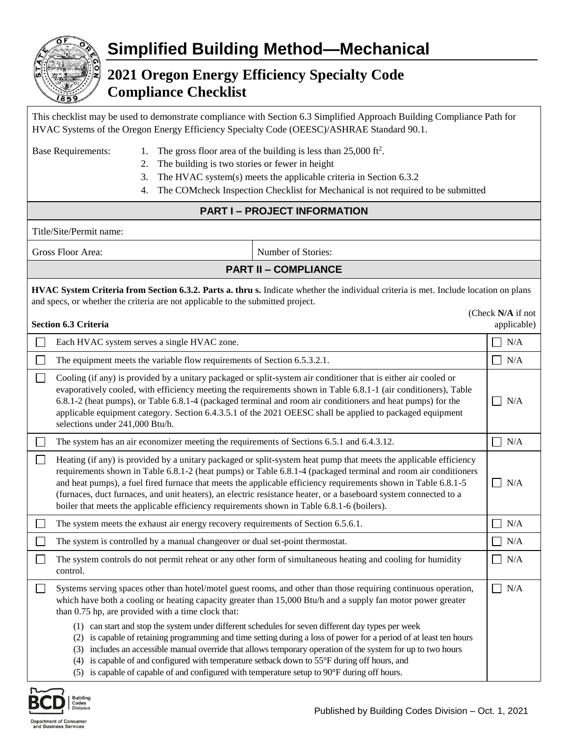# Simplified Building Method—Mechanical

## 2021 Oregon Energy Efficiency Specialty Code Compliance Checklist

This checklist may be used to demonstrate compliance with Section 6.3 Simplified Approach Building Compliance Path for HVAC Systems of the Oregon Energy Efficiency Specialty Code (OEESC)/ASHRAE Standard 90.1.

Base Requirements:

1. The gross floor area of the building is less than 25,000 $ft^2$.
2. The building is two stories or fewer in height
3. The HVAC system(s) meets the applicable criteria in Section 6.3.2
4. The COMcheck Inspection Checklist for Mechanical is not required to be submitted

### PART I – PROJECT INFORMATION

Title/Site/Permit name:

| Gross Floor Area: | Number of Stories: |
|---|---|

### PART II – COMPLIANCE

**HVAC System Criteria from Section 6.3.2. Parts a. thru s.** Indicate whether the individual criteria is met. Include location on plans and specs, or whether the criteria are not applicable to the submitted project.

| | **Section 6.3 Criteria** | (Check **N/A** if not applicable) |
|---|---|---|
| ☐ | Each HVAC system serves a single HVAC zone. | ☐ N/A |
| ☐ | The equipment meets the variable flow requirements of Section 6.5.3.2.1. | ☐ N/A |
| ☐ | Cooling (if any) is provided by a unitary packaged or split-system air conditioner that is either air cooled or evaporatively cooled, with efficiency meeting the requirements shown in Table 6.8.1-1 (air conditioners), Table 6.8.1-2 (heat pumps), or Table 6.8.1-4 (packaged terminal and room air conditioners and heat pumps) for the applicable equipment category. Section 6.4.3.5.1 of the 2021 OEESC shall be applied to packaged equipment selections under 241,000 Btu/h. | ☐ N/A |
| ☐ | The system has an air economizer meeting the requirements of Sections 6.5.1 and 6.4.3.12. | ☐ N/A |
| ☐ | Heating (if any) is provided by a unitary packaged or split-system heat pump that meets the applicable efficiency requirements shown in Table 6.8.1-2 (heat pumps) or Table 6.8.1-4 (packaged terminal and room air conditioners and heat pumps), a fuel fired furnace that meets the applicable efficiency requirements shown in Table 6.8.1-5 (furnaces, duct furnaces, and unit heaters), an electric resistance heater, or a baseboard system connected to a boiler that meets the applicable efficiency requirements shown in Table 6.8.1-6 (boilers). | ☐ N/A |
| ☐ | The system meets the exhaust air energy recovery requirements of Section 6.5.6.1. | ☐ N/A |
| ☐ | The system is controlled by a manual changeover or dual set-point thermostat. | ☐ N/A |
| ☐ | The system controls do not permit reheat or any other form of simultaneous heating and cooling for humidity control. | ☐ N/A |
| ☐ | Systems serving spaces other than hotel/motel guest rooms, and other than those requiring continuous operation, which have both a cooling or heating capacity greater than 15,000 Btu/h and a supply fan motor power greater than 0.75 hp, are provided with a time clock that:<br>(1) can start and stop the system under different schedules for seven different day types per week<br>(2) is capable of retaining programming and time setting during a loss of power for a period of at least ten hours<br>(3) includes an accessible manual override that allows temporary operation of the system for up to two hours<br>(4) is capable of and configured with temperature setback down to 55°F during off hours, and<br>(5) is capable of capable of and configured with temperature setup to 90°F during off hours. | ☐ N/A |

Published by Building Codes Division – Oct. 1, 2021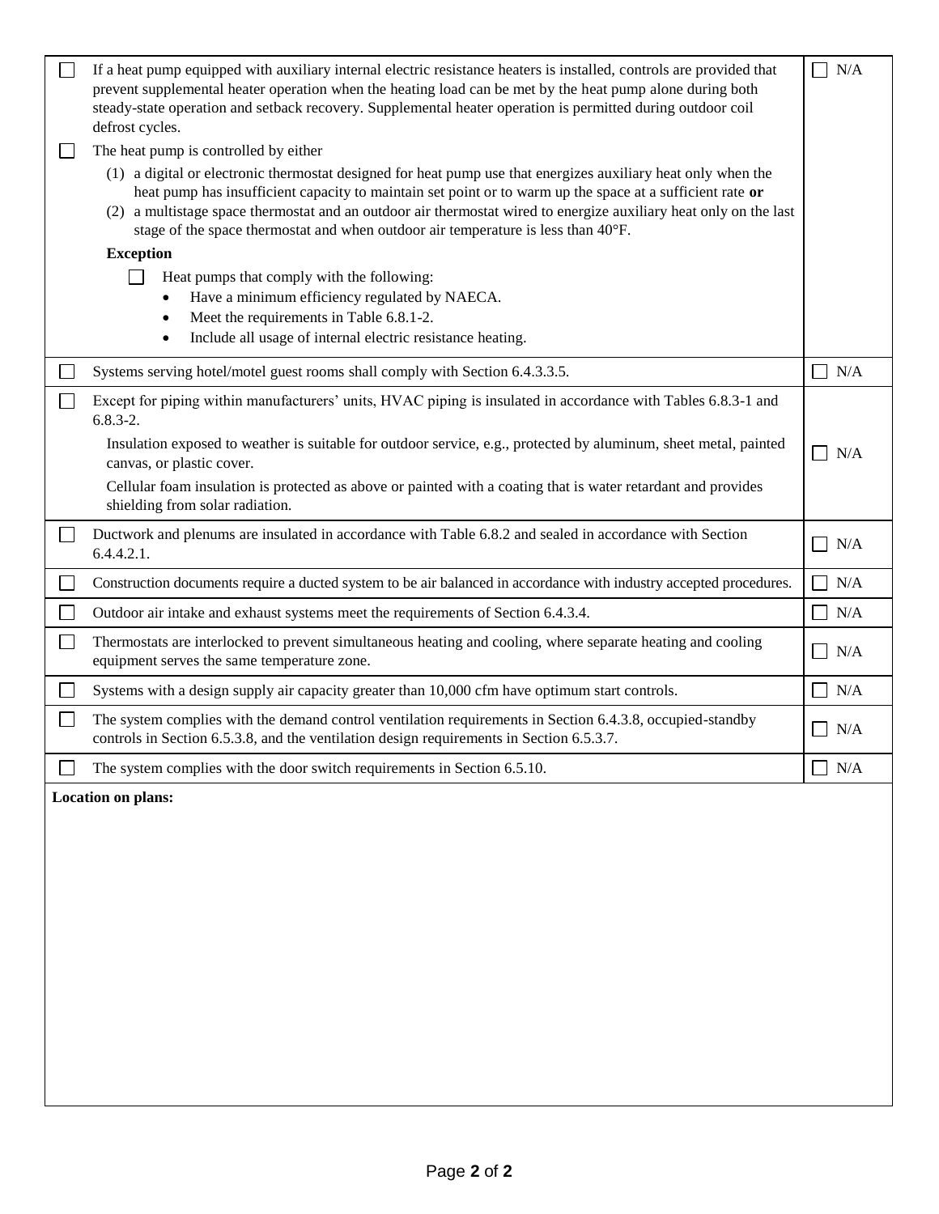| | | |
|---|---|---|
| ☐ | If a heat pump equipped with auxiliary internal electric resistance heaters is installed, controls are provided that prevent supplemental heater operation when the heating load can be met by the heat pump alone during both steady-state operation and setback recovery. Supplemental heater operation is permitted during outdoor coil defrost cycles.<br><br>☐ The heat pump is controlled by either<br>(1) a digital or electronic thermostat designed for heat pump use that energizes auxiliary heat only when the heat pump has insufficient capacity to maintain set point or to warm up the space at a sufficient rate **or**<br>(2) a multistage space thermostat and an outdoor air thermostat wired to energize auxiliary heat only on the last stage of the space thermostat and when outdoor air temperature is less than 40°F.<br><br>**Exception**<br>☐ Heat pumps that comply with the following:<br>• Have a minimum efficiency regulated by NAECA.<br>• Meet the requirements in Table 6.8.1-2.<br>• Include all usage of internal electric resistance heating. | ☐ N/A |
| ☐ | Systems serving hotel/motel guest rooms shall comply with Section 6.4.3.3.5. | ☐ N/A |
| ☐ | Except for piping within manufacturers' units, HVAC piping is insulated in accordance with Tables 6.8.3-1 and 6.8.3-2.<br><br>Insulation exposed to weather is suitable for outdoor service, e.g., protected by aluminum, sheet metal, painted canvas, or plastic cover.<br><br>Cellular foam insulation is protected as above or painted with a coating that is water retardant and provides shielding from solar radiation. | ☐ N/A |
| ☐ | Ductwork and plenums are insulated in accordance with Table 6.8.2 and sealed in accordance with Section 6.4.4.2.1. | ☐ N/A |
| ☐ | Construction documents require a ducted system to be air balanced in accordance with industry accepted procedures. | ☐ N/A |
| ☐ | Outdoor air intake and exhaust systems meet the requirements of Section 6.4.3.4. | ☐ N/A |
| ☐ | Thermostats are interlocked to prevent simultaneous heating and cooling, where separate heating and cooling equipment serves the same temperature zone. | ☐ N/A |
| ☐ | Systems with a design supply air capacity greater than 10,000 cfm have optimum start controls. | ☐ N/A |
| ☐ | The system complies with the demand control ventilation requirements in Section 6.4.3.8, occupied-standby controls in Section 6.5.3.8, and the ventilation design requirements in Section 6.5.3.7. | ☐ N/A |
| ☐ | The system complies with the door switch requirements in Section 6.5.10. | ☐ N/A |

**Location on plans:**